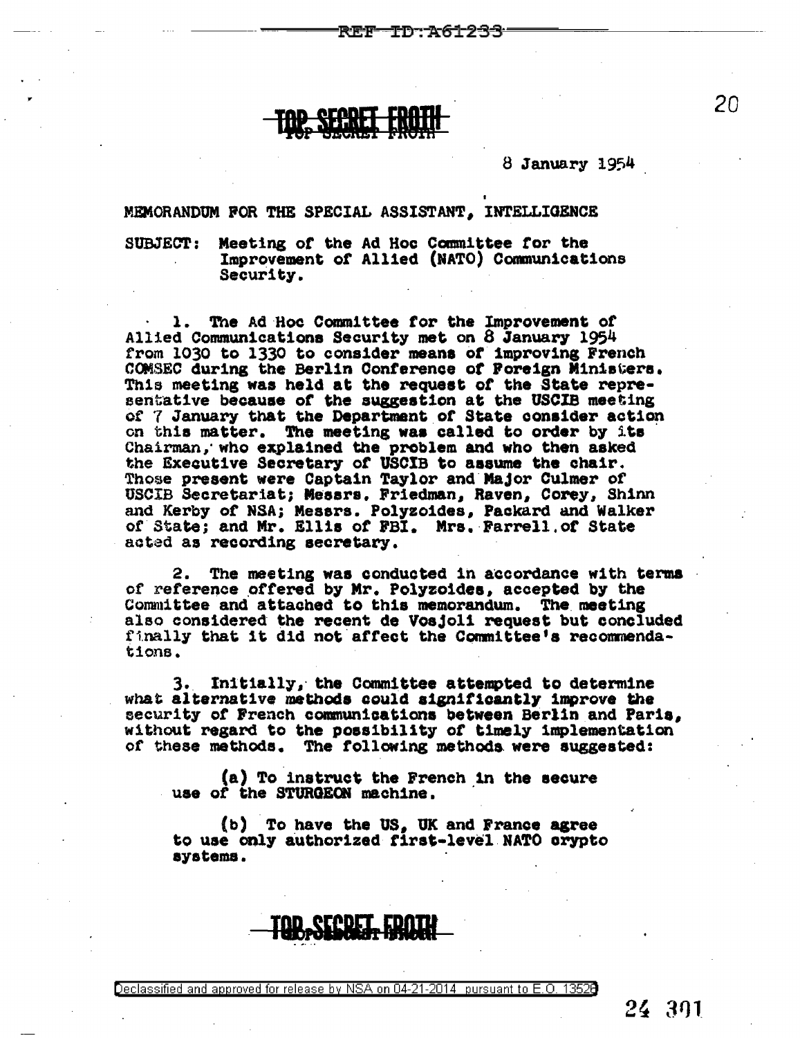**TOP SECRET FROTH**

8 January 1954

MEMORANDUM FOR THE SPECIAL ASSISTANT, INTELLIGENCE

SUBJECT: Meeting of the Ad Hoc Committee for the Improvement of Allied (NATO) Communications Security.

1. The Ad Hoc Committee for the Improvement of Allied Communications Security met on 8 January 1954 from 1030 to 1330 to consider means of improving French COMSEC during the Berlin Conference of Foreign Ministers. This meeting was held at the request of the State representative because of the suggestion at the USCIB meeting of 7 January that the Department of State consider action on this matter. The meeting was called to order by its Chairman, who explained the problem and who then asked the Executive Secretary of USCIB to assume the chair. Those present were Captain Taylor and Major Culmer of USCIB Secretariat; Messrs. Friedman, Raven, Corey, Shinn and Kerby of NSA; Messrs. Polyzoides, Packard and Walker of State; and Mr. Ellis of FBI. Mrs. Farrell of State acted as recording secretary.

2. The meeting was conducted in accordance with terms of reference offered by Mr. Polyzoides, accepted by the Committee and attached to this memorandum. The meeting also considered the recent de Vosjoli request but concluded finally that it did not affect the Committee's recommendations.

3. Initially, the Committee attempted to determine what alternative methods could significantly improve the security of French communications between Berlin and Paris, without regard to the possibility of timely implementation of these methods. The following methods were suggested:

(a) To instruct the French in the secure use of the STURGEON machine.

(b) To have the US, UK and France agree to use only authorized first-level NATO crypto systems.

**TOP SECRET FROTH**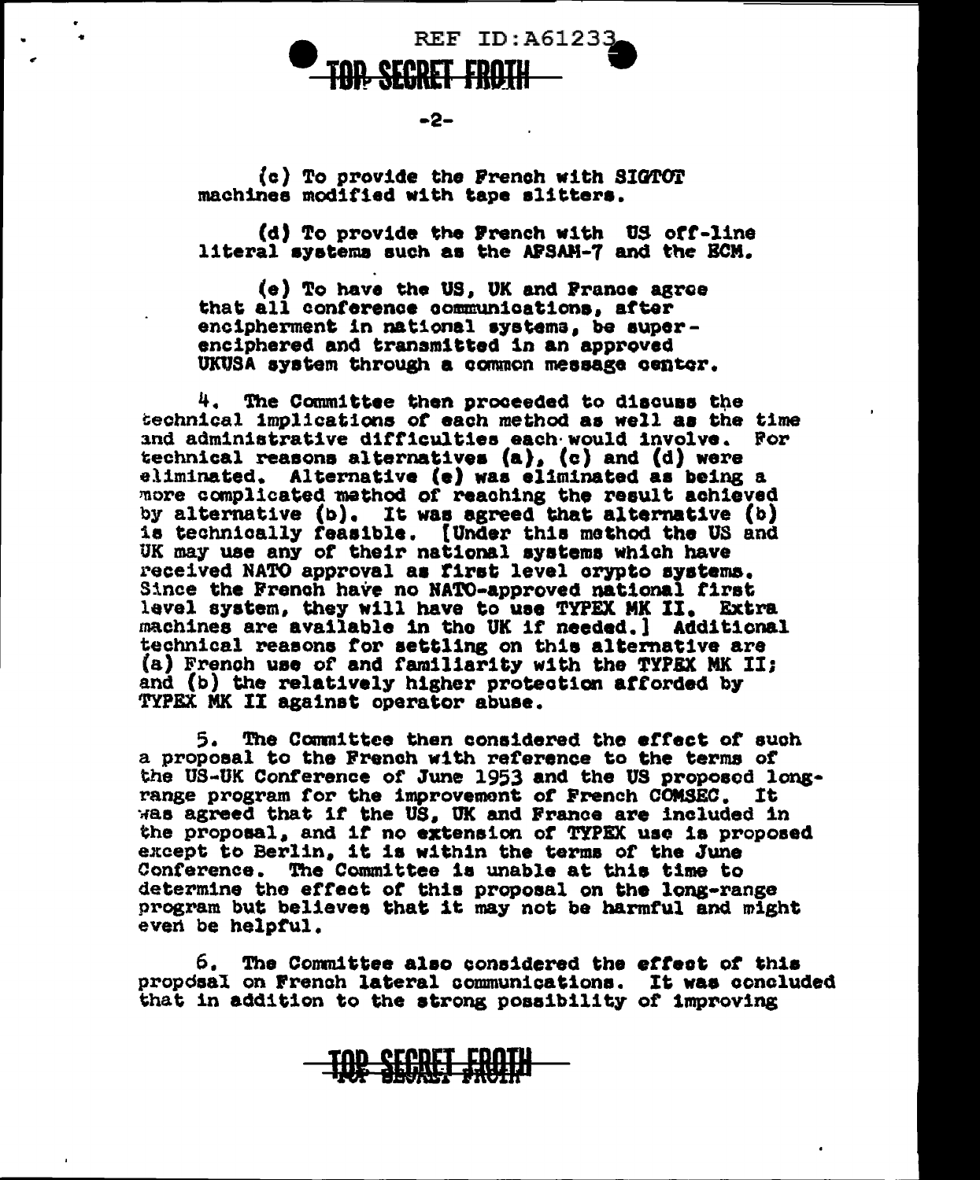(c) To provide the French with SIGTOT machines modified with tape slitters.

(d) To provide the French with US off-line literal systems such as the AFSAM-7 and the ECM.

(e) To have the US, UK and France agree that all conference communications, after encipherment in national systems, be super-enciphered and transmitted in an approved UKUSA system through a common message center.

4. The Committee then proceeded to discuss the technical implications of each method as well as the time and administrative difficulties each would involve. For technical reasons alternatives (a), (c) and (d) were eliminated. Alternative (e) was eliminated as being a more complicated method of reaching the result achieved by alternative (b). It was agreed that alternative (b) is technically feasible. [Under this method the US and UK may use any of their national systems which have received NATO approval as first level crypto systems. Since the French have no NATO-approved national first level system, they will have to use TYPEX MK II. Extra machines are available in the UK if needed.] Additional technical reasons for settling on this alternative are (a) French use of and familiarity with the TYPEX MK II; and (b) the relatively higher protection afforded by TYPEX MK II against operator abuse.

5. The Committee then considered the effect of such a proposal to the French with reference to the terms of the US-UK Conference of June 1953 and the US proposed long-range program for the improvement of French COMSEC. It was agreed that if the US, UK and France are included in the proposal, and if no extension of TYPEX use is proposed except to Berlin, it is within the terms of the June Conference. The Committee is unable at this time to determine the effect of this proposal on the long-range program but believes that it may not be harmful and might even be helpful.

6. The Committee also considered the effect of this proposal on French lateral communications. It was concluded that in addition to the strong possibility of improving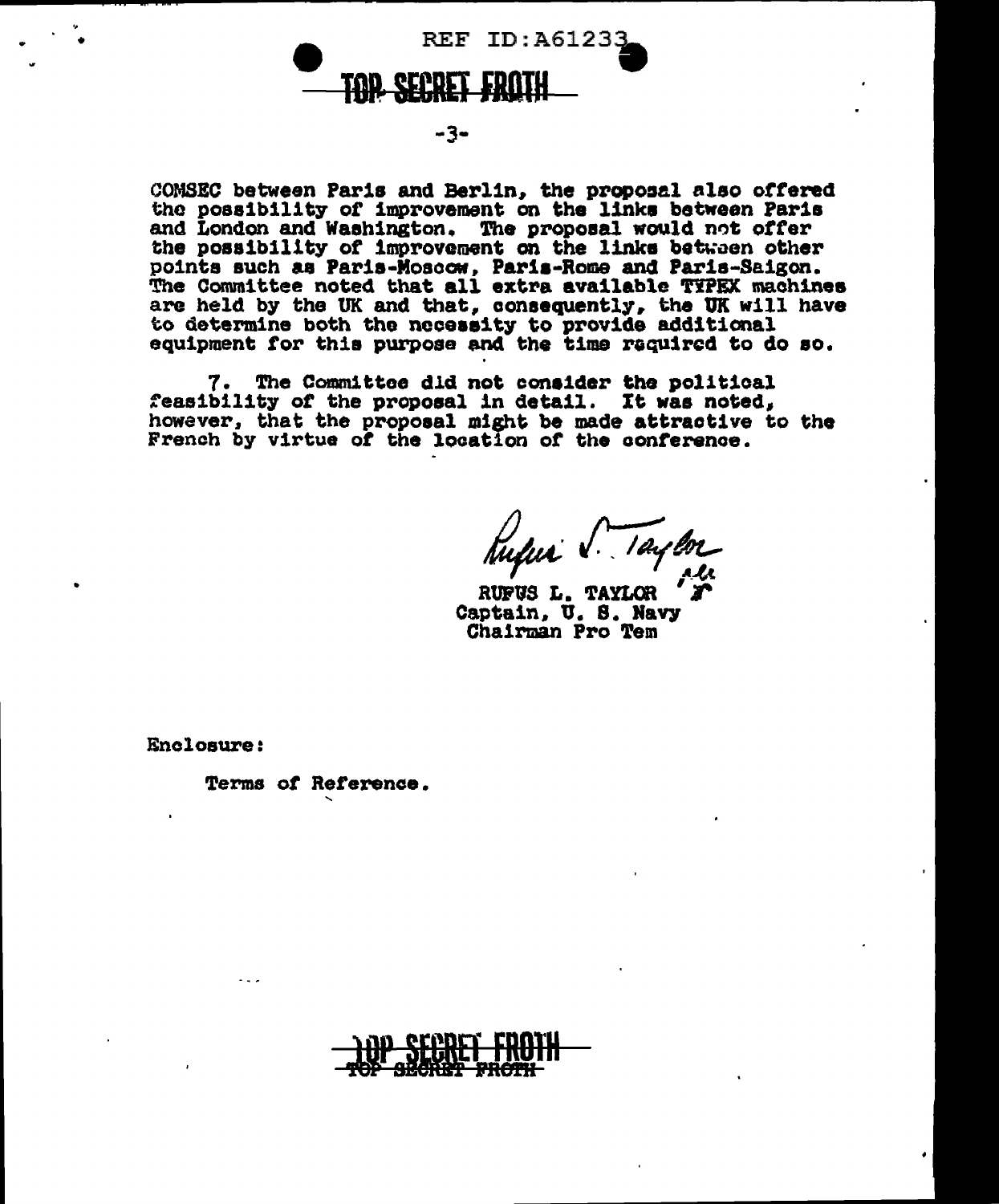COMSEC between Paris and Berlin, the proposal also offered the possibility of improvement on the links between Paris and London and Washington. The proposal would not offer the possibility of improvement on the links between other points such as Paris-Moscow, Paris-Rome and Paris-Saigon. The Committee noted that all extra available TYPEX machines are held by the UK and that, consequently, the UK will have to determine both the necessity to provide additional equipment for this purpose and the time required to do so.

7. The Committee did not consider the political feasibility of the proposal in detail. It was noted, however, that the proposal might be made attractive to the French by virtue of the location of the conference.

Rufus L. Taylor

RUFUS L. TAYLOR
Captain, U. S. Navy
Chairman Pro Tem

Enclosure:

Terms of Reference.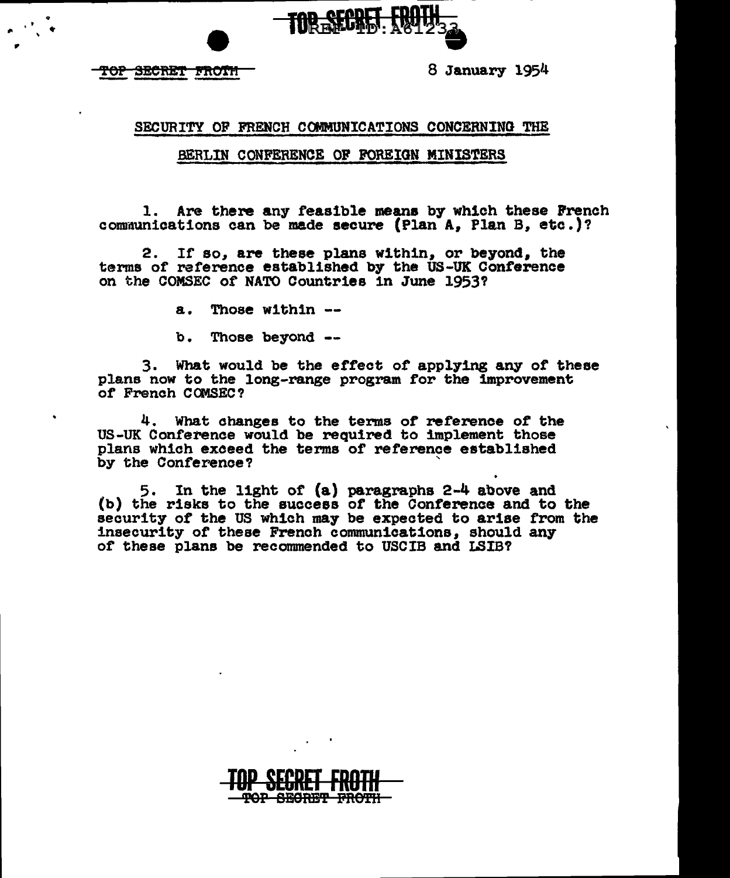TOP SECRET FROTH

8 January 1954

## SECURITY OF FRENCH COMMUNICATIONS CONCERNING THE BERLIN CONFERENCE OF FOREIGN MINISTERS

1. Are there any feasible means by which these French communications can be made secure (Plan A, Plan B, etc.)?

2. If so, are these plans within, or beyond, the terms of reference established by the US-UK Conference on the COMSEC of NATO Countries in June 1953?

   a. Those within --

   b. Those beyond --

3. What would be the effect of applying any of these plans now to the long-range program for the improvement of French COMSEC?

4. What changes to the terms of reference of the US-UK Conference would be required to implement those plans which exceed the terms of reference established by the Conference?

5. In the light of (a) paragraphs 2-4 above and (b) the risks to the success of the Conference and to the security of the US which may be expected to arise from the insecurity of these French communications, should any of these plans be recommended to USCIB and LSIB?

TOP SECRET FROTH